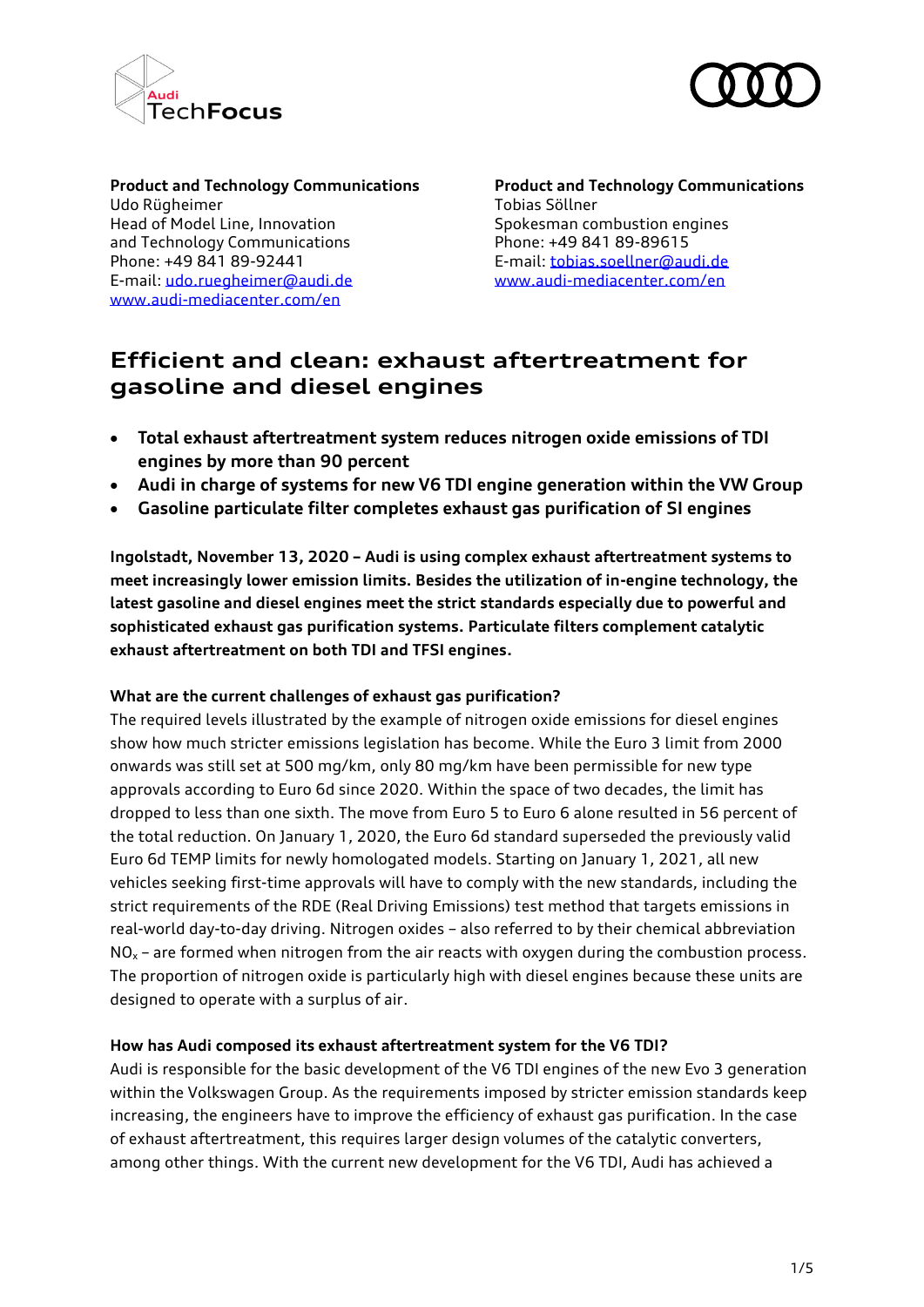**Product and Technology Communications**
Udo Rügheimer
Head of Model Line, Innovation
and Technology Communications
Phone: +49 841 89-92441
E-mail: udo.ruegheimer@audi.de
www.audi-mediacenter.com/en

**Product and Technology Communications**
Tobias Söllner
Spokesman combustion engines
Phone: +49 841 89-89615
E-mail: tobias.soellner@audi.de
www.audi-mediacenter.com/en

# Efficient and clean: exhaust aftertreatment for gasoline and diesel engines

- **Total exhaust aftertreatment system reduces nitrogen oxide emissions of TDI engines by more than 90 percent**
- **Audi in charge of systems for new V6 TDI engine generation within the VW Group**
- **Gasoline particulate filter completes exhaust gas purification of SI engines**

**Ingolstadt, November 13, 2020 – Audi is using complex exhaust aftertreatment systems to meet increasingly lower emission limits. Besides the utilization of in-engine technology, the latest gasoline and diesel engines meet the strict standards especially due to powerful and sophisticated exhaust gas purification systems. Particulate filters complement catalytic exhaust aftertreatment on both TDI and TFSI engines.**

### What are the current challenges of exhaust gas purification?

The required levels illustrated by the example of nitrogen oxide emissions for diesel engines show how much stricter emissions legislation has become. While the Euro 3 limit from 2000 onwards was still set at 500 mg/km, only 80 mg/km have been permissible for new type approvals according to Euro 6d since 2020. Within the space of two decades, the limit has dropped to less than one sixth. The move from Euro 5 to Euro 6 alone resulted in 56 percent of the total reduction. On January 1, 2020, the Euro 6d standard superseded the previously valid Euro 6d TEMP limits for newly homologated models. Starting on January 1, 2021, all new vehicles seeking first-time approvals will have to comply with the new standards, including the strict requirements of the RDE (Real Driving Emissions) test method that targets emissions in real-world day-to-day driving. Nitrogen oxides – also referred to by their chemical abbreviation $NO_x$ – are formed when nitrogen from the air reacts with oxygen during the combustion process. The proportion of nitrogen oxide is particularly high with diesel engines because these units are designed to operate with a surplus of air.

### How has Audi composed its exhaust aftertreatment system for the V6 TDI?

Audi is responsible for the basic development of the V6 TDI engines of the new Evo 3 generation within the Volkswagen Group. As the requirements imposed by stricter emission standards keep increasing, the engineers have to improve the efficiency of exhaust gas purification. In the case of exhaust aftertreatment, this requires larger design volumes of the catalytic converters, among other things. With the current new development for the V6 TDI, Audi has achieved a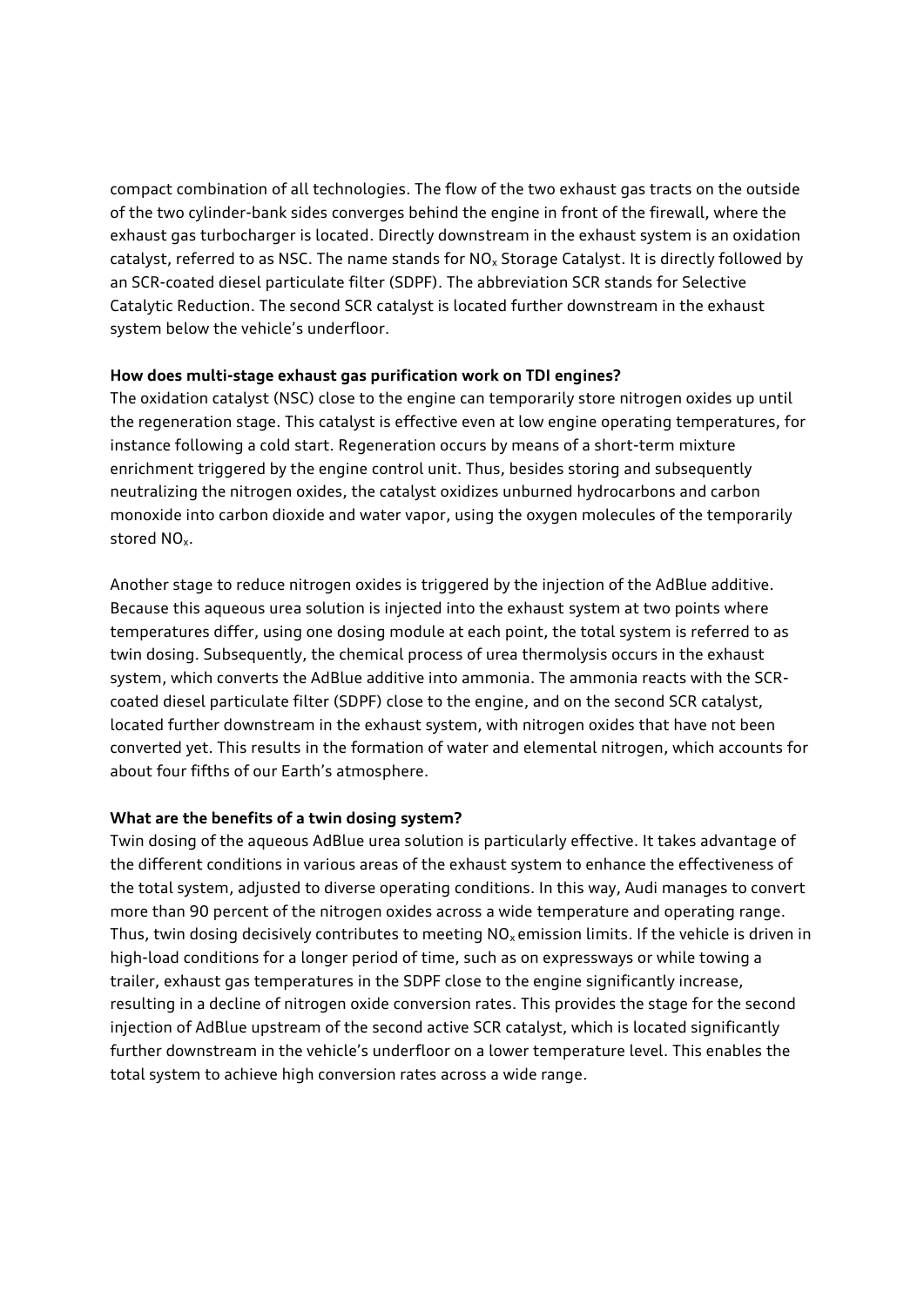compact combination of all technologies. The flow of the two exhaust gas tracts on the outside of the two cylinder-bank sides converges behind the engine in front of the firewall, where the exhaust gas turbocharger is located. Directly downstream in the exhaust system is an oxidation catalyst, referred to as NSC. The name stands for $NO_x$ Storage Catalyst. It is directly followed by an SCR-coated diesel particulate filter (SDPF). The abbreviation SCR stands for Selective Catalytic Reduction. The second SCR catalyst is located further downstream in the exhaust system below the vehicle's underfloor.

**How does multi-stage exhaust gas purification work on TDI engines?**

The oxidation catalyst (NSC) close to the engine can temporarily store nitrogen oxides up until the regeneration stage. This catalyst is effective even at low engine operating temperatures, for instance following a cold start. Regeneration occurs by means of a short-term mixture enrichment triggered by the engine control unit. Thus, besides storing and subsequently neutralizing the nitrogen oxides, the catalyst oxidizes unburned hydrocarbons and carbon monoxide into carbon dioxide and water vapor, using the oxygen molecules of the temporarily stored $NO_x$.

Another stage to reduce nitrogen oxides is triggered by the injection of the AdBlue additive. Because this aqueous urea solution is injected into the exhaust system at two points where temperatures differ, using one dosing module at each point, the total system is referred to as twin dosing. Subsequently, the chemical process of urea thermolysis occurs in the exhaust system, which converts the AdBlue additive into ammonia. The ammonia reacts with the SCR-coated diesel particulate filter (SDPF) close to the engine, and on the second SCR catalyst, located further downstream in the exhaust system, with nitrogen oxides that have not been converted yet. This results in the formation of water and elemental nitrogen, which accounts for about four fifths of our Earth's atmosphere.

**What are the benefits of a twin dosing system?**

Twin dosing of the aqueous AdBlue urea solution is particularly effective. It takes advantage of the different conditions in various areas of the exhaust system to enhance the effectiveness of the total system, adjusted to diverse operating conditions. In this way, Audi manages to convert more than 90 percent of the nitrogen oxides across a wide temperature and operating range. Thus, twin dosing decisively contributes to meeting $NO_x$ emission limits. If the vehicle is driven in high-load conditions for a longer period of time, such as on expressways or while towing a trailer, exhaust gas temperatures in the SDPF close to the engine significantly increase, resulting in a decline of nitrogen oxide conversion rates. This provides the stage for the second injection of AdBlue upstream of the second active SCR catalyst, which is located significantly further downstream in the vehicle's underfloor on a lower temperature level. This enables the total system to achieve high conversion rates across a wide range.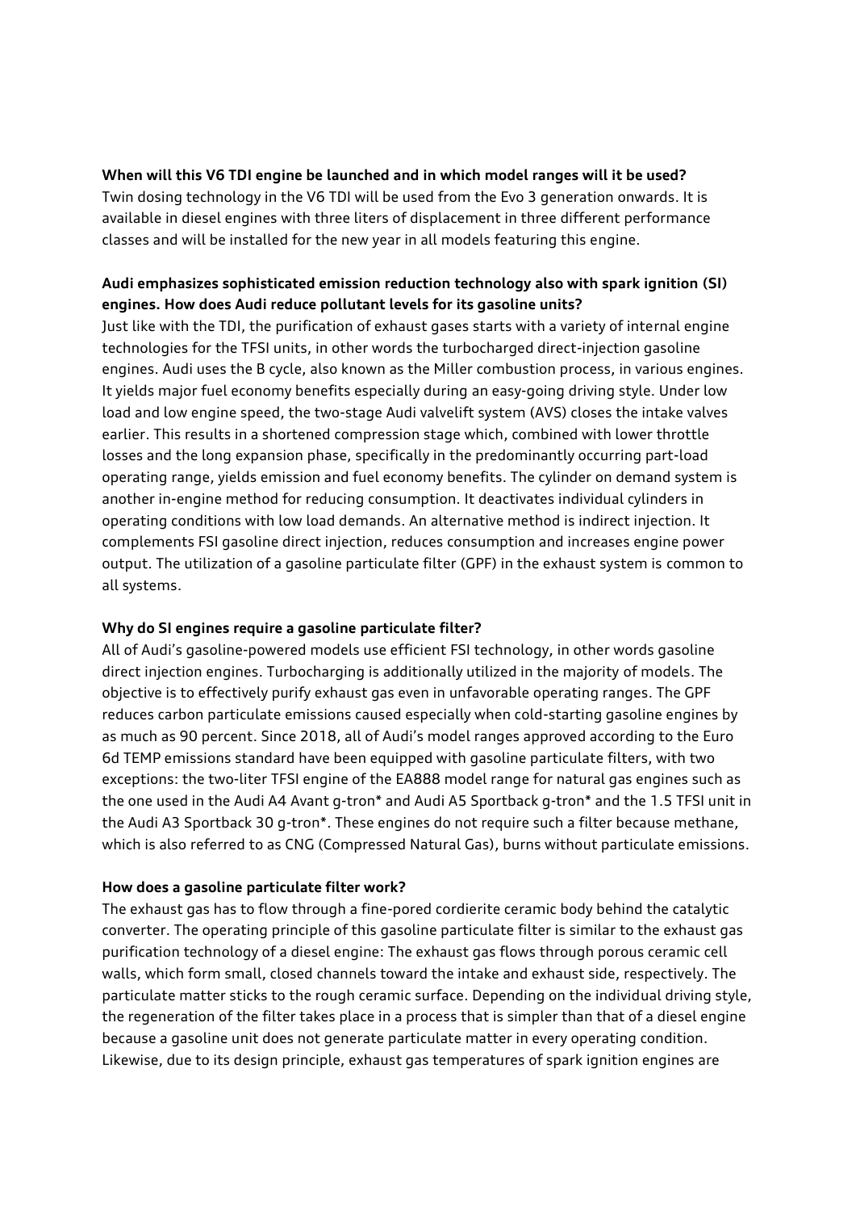**When will this V6 TDI engine be launched and in which model ranges will it be used?**
Twin dosing technology in the V6 TDI will be used from the Evo 3 generation onwards. It is available in diesel engines with three liters of displacement in three different performance classes and will be installed for the new year in all models featuring this engine.

**Audi emphasizes sophisticated emission reduction technology also with spark ignition (SI) engines. How does Audi reduce pollutant levels for its gasoline units?**
Just like with the TDI, the purification of exhaust gases starts with a variety of internal engine technologies for the TFSI units, in other words the turbocharged direct-injection gasoline engines. Audi uses the B cycle, also known as the Miller combustion process, in various engines. It yields major fuel economy benefits especially during an easy-going driving style. Under low load and low engine speed, the two-stage Audi valvelift system (AVS) closes the intake valves earlier. This results in a shortened compression stage which, combined with lower throttle losses and the long expansion phase, specifically in the predominantly occurring part-load operating range, yields emission and fuel economy benefits. The cylinder on demand system is another in-engine method for reducing consumption. It deactivates individual cylinders in operating conditions with low load demands. An alternative method is indirect injection. It complements FSI gasoline direct injection, reduces consumption and increases engine power output. The utilization of a gasoline particulate filter (GPF) in the exhaust system is common to all systems.

**Why do SI engines require a gasoline particulate filter?**
All of Audi's gasoline-powered models use efficient FSI technology, in other words gasoline direct injection engines. Turbocharging is additionally utilized in the majority of models. The objective is to effectively purify exhaust gas even in unfavorable operating ranges. The GPF reduces carbon particulate emissions caused especially when cold-starting gasoline engines by as much as 90 percent. Since 2018, all of Audi's model ranges approved according to the Euro 6d TEMP emissions standard have been equipped with gasoline particulate filters, with two exceptions: the two-liter TFSI engine of the EA888 model range for natural gas engines such as the one used in the Audi A4 Avant g-tron* and Audi A5 Sportback g-tron* and the 1.5 TFSI unit in the Audi A3 Sportback 30 g-tron*. These engines do not require such a filter because methane, which is also referred to as CNG (Compressed Natural Gas), burns without particulate emissions.

**How does a gasoline particulate filter work?**
The exhaust gas has to flow through a fine-pored cordierite ceramic body behind the catalytic converter. The operating principle of this gasoline particulate filter is similar to the exhaust gas purification technology of a diesel engine: The exhaust gas flows through porous ceramic cell walls, which form small, closed channels toward the intake and exhaust side, respectively. The particulate matter sticks to the rough ceramic surface. Depending on the individual driving style, the regeneration of the filter takes place in a process that is simpler than that of a diesel engine because a gasoline unit does not generate particulate matter in every operating condition. Likewise, due to its design principle, exhaust gas temperatures of spark ignition engines are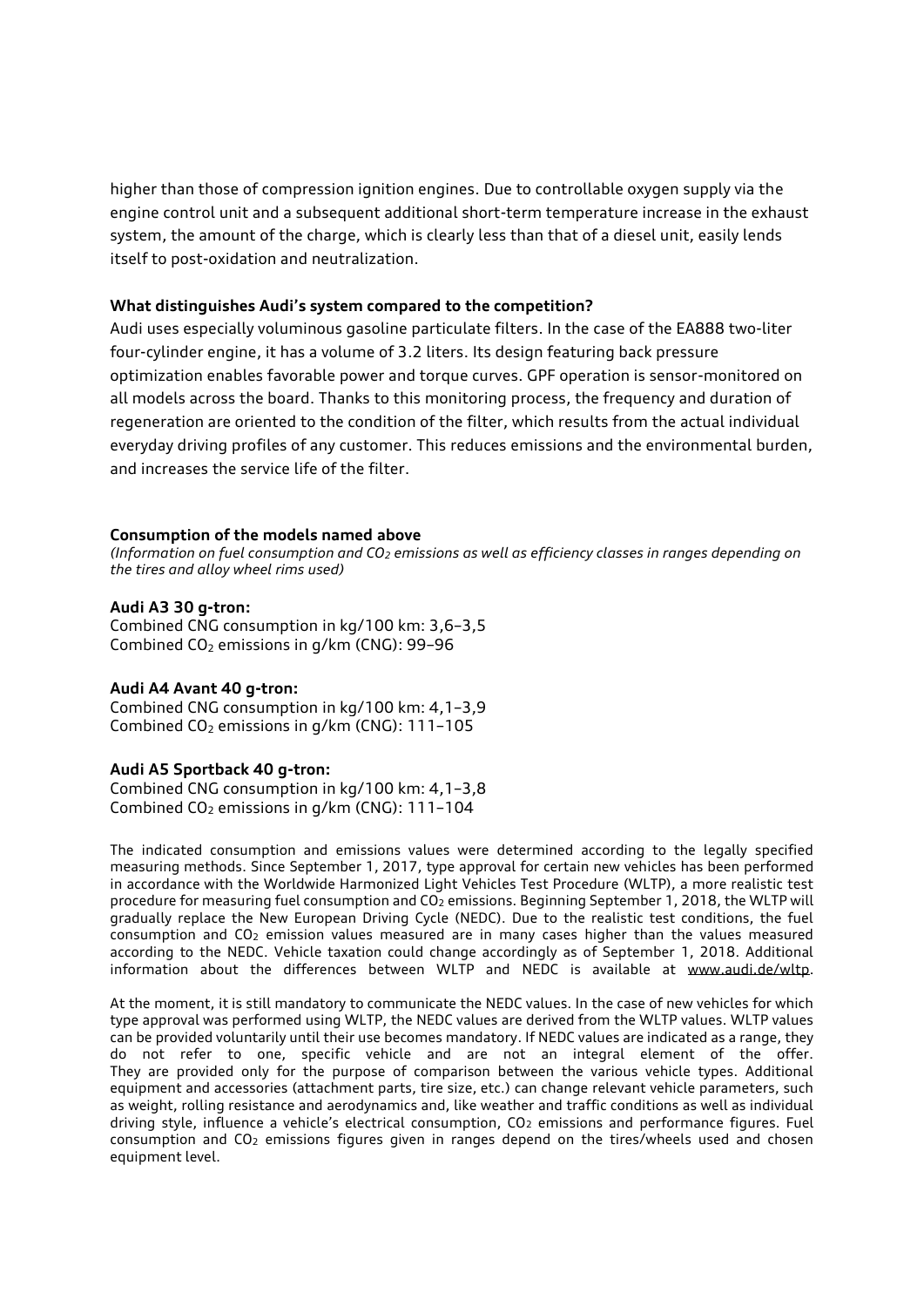higher than those of compression ignition engines. Due to controllable oxygen supply via the engine control unit and a subsequent additional short-term temperature increase in the exhaust system, the amount of the charge, which is clearly less than that of a diesel unit, easily lends itself to post-oxidation and neutralization.

**What distinguishes Audi's system compared to the competition?**

Audi uses especially voluminous gasoline particulate filters. In the case of the EA888 two-liter four-cylinder engine, it has a volume of 3.2 liters. Its design featuring back pressure optimization enables favorable power and torque curves. GPF operation is sensor-monitored on all models across the board. Thanks to this monitoring process, the frequency and duration of regeneration are oriented to the condition of the filter, which results from the actual individual everyday driving profiles of any customer. This reduces emissions and the environmental burden, and increases the service life of the filter.

**Consumption of the models named above**

*(Information on fuel consumption and $CO_2$ emissions as well as efficiency classes in ranges depending on the tires and alloy wheel rims used)*

**Audi A3 30 g-tron:**
Combined CNG consumption in kg/100 km: 3,6–3,5
Combined $CO_2$ emissions in g/km (CNG): 99–96

**Audi A4 Avant 40 g-tron:**
Combined CNG consumption in kg/100 km: 4,1–3,9
Combined $CO_2$ emissions in g/km (CNG): 111–105

**Audi A5 Sportback 40 g-tron:**
Combined CNG consumption in kg/100 km: 4,1–3,8
Combined $CO_2$ emissions in g/km (CNG): 111–104

The indicated consumption and emissions values were determined according to the legally specified measuring methods. Since September 1, 2017, type approval for certain new vehicles has been performed in accordance with the Worldwide Harmonized Light Vehicles Test Procedure (WLTP), a more realistic test procedure for measuring fuel consumption and $CO_2$ emissions. Beginning September 1, 2018, the WLTP will gradually replace the New European Driving Cycle (NEDC). Due to the realistic test conditions, the fuel consumption and $CO_2$ emission values measured are in many cases higher than the values measured according to the NEDC. Vehicle taxation could change accordingly as of September 1, 2018. Additional information about the differences between WLTP and NEDC is available at www.audi.de/wltp.

At the moment, it is still mandatory to communicate the NEDC values. In the case of new vehicles for which type approval was performed using WLTP, the NEDC values are derived from the WLTP values. WLTP values can be provided voluntarily until their use becomes mandatory. If NEDC values are indicated as a range, they do not refer to one, specific vehicle and are not an integral element of the offer. They are provided only for the purpose of comparison between the various vehicle types. Additional equipment and accessories (attachment parts, tire size, etc.) can change relevant vehicle parameters, such as weight, rolling resistance and aerodynamics and, like weather and traffic conditions as well as individual driving style, influence a vehicle's electrical consumption, $CO_2$ emissions and performance figures. Fuel consumption and $CO_2$ emissions figures given in ranges depend on the tires/wheels used and chosen equipment level.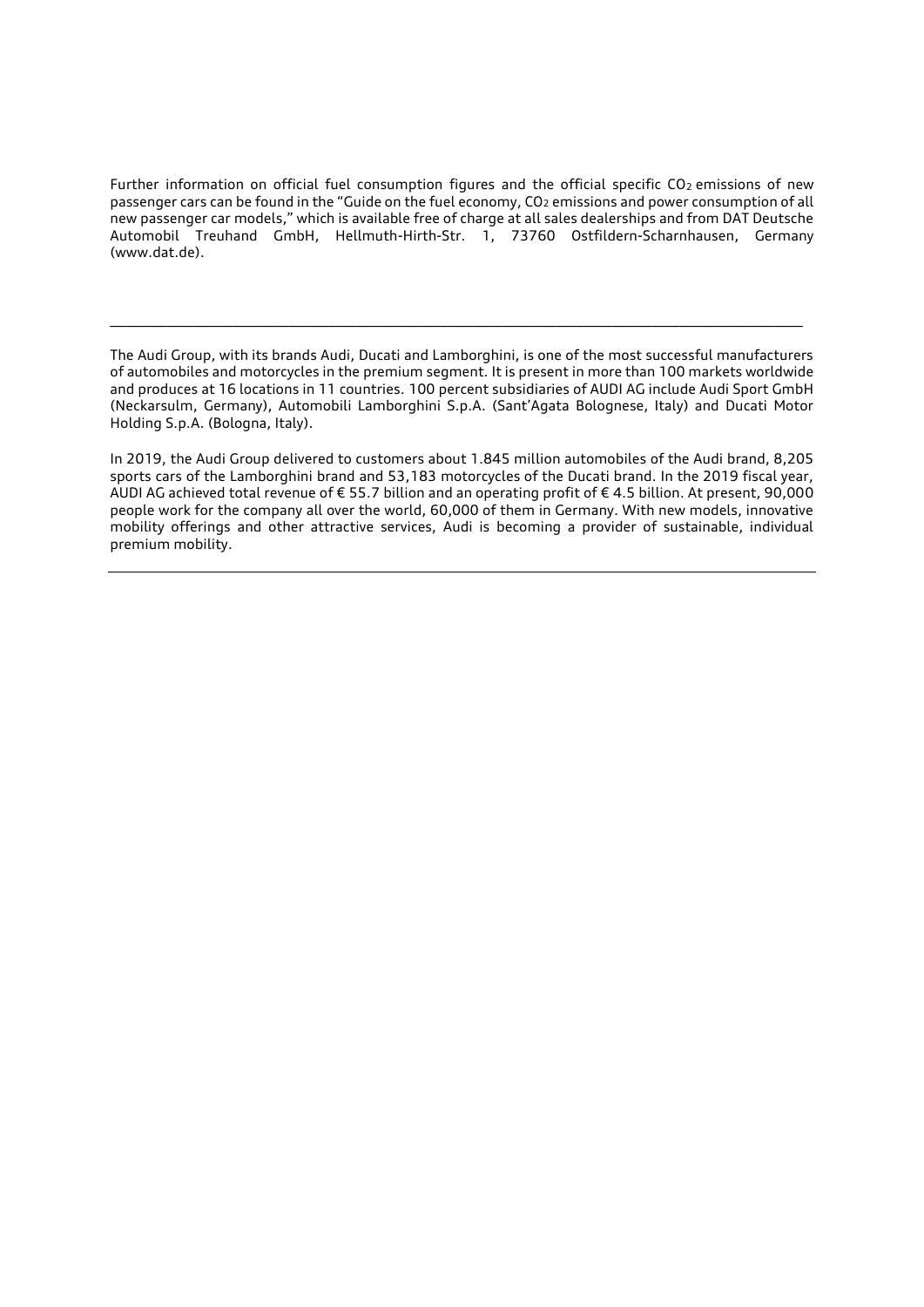Further information on official fuel consumption figures and the official specific $CO_2$ emissions of new passenger cars can be found in the "Guide on the fuel economy, $CO_2$ emissions and power consumption of all new passenger car models," which is available free of charge at all sales dealerships and from DAT Deutsche Automobil Treuhand GmbH, Hellmuth-Hirth-Str. 1, 73760 Ostfildern-Scharnhausen, Germany (www.dat.de).

---

The Audi Group, with its brands Audi, Ducati and Lamborghini, is one of the most successful manufacturers of automobiles and motorcycles in the premium segment. It is present in more than 100 markets worldwide and produces at 16 locations in 11 countries. 100 percent subsidiaries of AUDI AG include Audi Sport GmbH (Neckarsulm, Germany), Automobili Lamborghini S.p.A. (Sant'Agata Bolognese, Italy) and Ducati Motor Holding S.p.A. (Bologna, Italy).

In 2019, the Audi Group delivered to customers about 1.845 million automobiles of the Audi brand, 8,205 sports cars of the Lamborghini brand and 53,183 motorcycles of the Ducati brand. In the 2019 fiscal year, AUDI AG achieved total revenue of € 55.7 billion and an operating profit of € 4.5 billion. At present, 90,000 people work for the company all over the world, 60,000 of them in Germany. With new models, innovative mobility offerings and other attractive services, Audi is becoming a provider of sustainable, individual premium mobility.